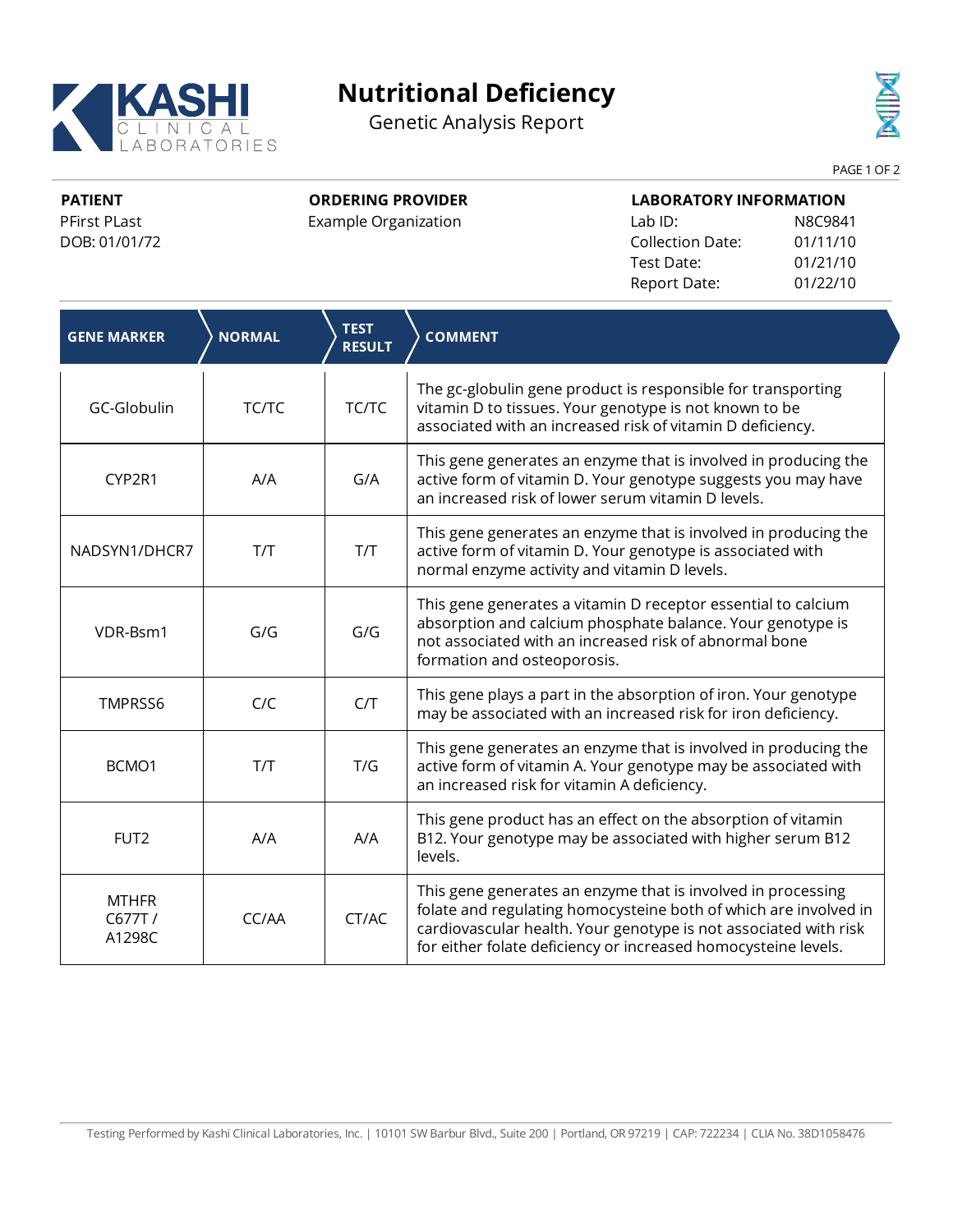KASHI CLINICAL LABORATORIES

# Nutritional Deficiency

## Genetic Analysis Report

**PATIENT**
PFirst PLast
DOB: 01/01/72

**ORDERING PROVIDER**
Example Organization

**LABORATORY INFORMATION**

| | |
|---|---|
| Lab ID: | N8C9841 |
| Collection Date: | 01/11/10 |
| Test Date: | 01/21/10 |
| Report Date: | 01/22/10 |

| GENE MARKER | NORMAL | TEST RESULT | COMMENT |
|---|---|---|---|
| GC-Globulin | TC/TC | TC/TC | The gc-globulin gene product is responsible for transporting vitamin D to tissues. Your genotype is not known to be associated with an increased risk of vitamin D deficiency. |
| CYP2R1 | A/A | G/A | This gene generates an enzyme that is involved in producing the active form of vitamin D. Your genotype suggests you may have an increased risk of lower serum vitamin D levels. |
| NADSYN1/DHCR7 | T/T | T/T | This gene generates an enzyme that is involved in producing the active form of vitamin D. Your genotype is associated with normal enzyme activity and vitamin D levels. |
| VDR-Bsm1 | G/G | G/G | This gene generates a vitamin D receptor essential to calcium absorption and calcium phosphate balance. Your genotype is not associated with an increased risk of abnormal bone formation and osteoporosis. |
| TMPRSS6 | C/C | C/T | This gene plays a part in the absorption of iron. Your genotype may be associated with an increased risk for iron deficiency. |
| BCMO1 | T/T | T/G | This gene generates an enzyme that is involved in producing the active form of vitamin A. Your genotype may be associated with an increased risk for vitamin A deficiency. |
| FUT2 | A/A | A/A | This gene product has an effect on the absorption of vitamin B12. Your genotype may be associated with higher serum B12 levels. |
| MTHFR C677T / A1298C | CC/AA | CT/AC | This gene generates an enzyme that is involved in processing folate and regulating homocysteine both of which are involved in cardiovascular health. Your genotype is not associated with risk for either folate deficiency or increased homocysteine levels. |

Testing Performed by Kashi Clinical Laboratories, Inc. | 10101 SW Barbur Blvd., Suite 200 | Portland, OR 97219 | CAP: 722234 | CLIA No. 38D1058476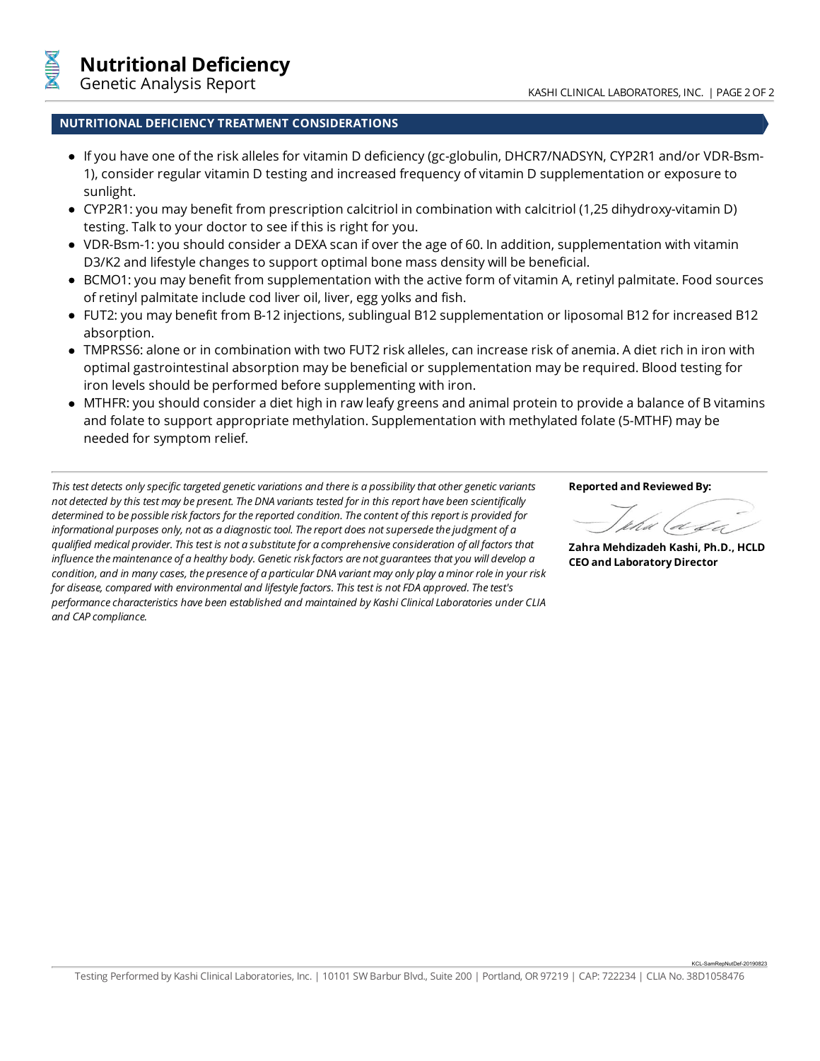## NUTRITIONAL DEFICIENCY TREATMENT CONSIDERATIONS

- If you have one of the risk alleles for vitamin D deficiency (gc-globulin, DHCR7/NADSYN, CYP2R1 and/or VDR-Bsm-1), consider regular vitamin D testing and increased frequency of vitamin D supplementation or exposure to sunlight.
- CYP2R1: you may benefit from prescription calcitriol in combination with calcitriol (1,25 dihydroxy-vitamin D) testing. Talk to your doctor to see if this is right for you.
- VDR-Bsm-1: you should consider a DEXA scan if over the age of 60. In addition, supplementation with vitamin D3/K2 and lifestyle changes to support optimal bone mass density will be beneficial.
- BCMO1: you may benefit from supplementation with the active form of vitamin A, retinyl palmitate. Food sources of retinyl palmitate include cod liver oil, liver, egg yolks and fish.
- FUT2: you may benefit from B-12 injections, sublingual B12 supplementation or liposomal B12 for increased B12 absorption.
- TMPRSS6: alone or in combination with two FUT2 risk alleles, can increase risk of anemia. A diet rich in iron with optimal gastrointestinal absorption may be beneficial or supplementation may be required. Blood testing for iron levels should be performed before supplementing with iron.
- MTHFR: you should consider a diet high in raw leafy greens and animal protein to provide a balance of B vitamins and folate to support appropriate methylation. Supplementation with methylated folate (5-MTHF) may be needed for symptom relief.

*This test detects only specific targeted genetic variations and there is a possibility that other genetic variants not detected by this test may be present. The DNA variants tested for in this report have been scientifically determined to be possible risk factors for the reported condition. The content of this report is provided for informational purposes only, not as a diagnostic tool. The report does not supersede the judgment of a qualified medical provider. This test is not a substitute for a comprehensive consideration of all factors that influence the maintenance of a healthy body. Genetic risk factors are not guarantees that you will develop a condition, and in many cases, the presence of a particular DNA variant may only play a minor role in your risk for disease, compared with environmental and lifestyle factors. This test is not FDA approved. The test's performance characteristics have been established and maintained by Kashi Clinical Laboratories under CLIA and CAP compliance.*

**Reported and Reviewed By:**

**Zahra Mehdizadeh Kashi, Ph.D., HCLD**
**CEO and Laboratory Director**

KCL-SamRepNutDef-20190823

Testing Performed by Kashi Clinical Laboratories, Inc. | 10101 SW Barbur Blvd., Suite 200 | Portland, OR 97219 | CAP: 722234 | CLIA No. 38D1058476